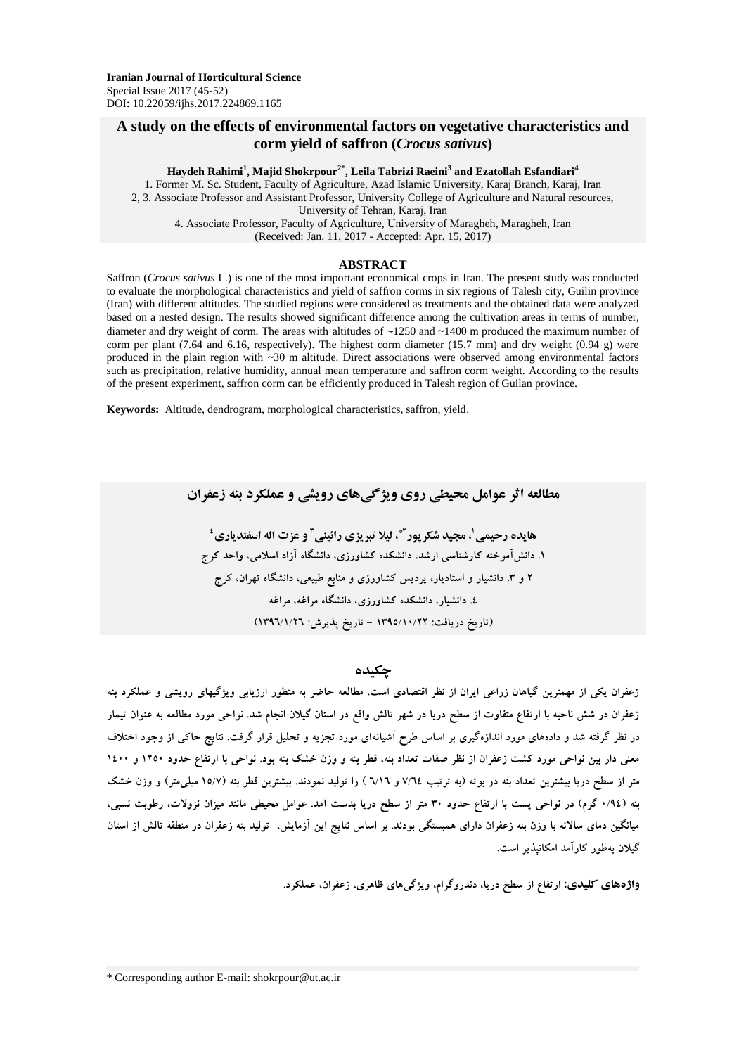**Iranian Journal of Horticultural Science**
Special Issue 2017 (45-52)
DOI: 10.22059/ijhs.2017.224869.1165

# A study on the effects of environmental factors on vegetative characteristics and corm yield of saffron (*Crocus sativus*)

**Haydeh Rahimi[1], Majid Shokrpour[2*], Leila Tabrizi Raeini[3] and Ezatollah Esfandiari[4]**

1. Former M. Sc. Student, Faculty of Agriculture, Azad Islamic University, Karaj Branch, Karaj, Iran
2, 3. Associate Professor and Assistant Professor, University College of Agriculture and Natural resources, University of Tehran, Karaj, Iran
4. Associate Professor, Faculty of Agriculture, University of Maragheh, Maragheh, Iran

(Received: Jan. 11, 2017 - Accepted: Apr. 15, 2017)

## ABSTRACT

Saffron (*Crocus sativus* L.) is one of the most important economical crops in Iran. The present study was conducted to evaluate the morphological characteristics and yield of saffron corms in six regions of Talesh city, Guilin province (Iran) with different altitudes. The studied regions were considered as treatments and the obtained data were analyzed based on a nested design. The results showed significant difference among the cultivation areas in terms of number, diameter and dry weight of corm. The areas with altitudes of ~1250 and ~1400 m produced the maximum number of corm per plant (7.64 and 6.16, respectively). The highest corm diameter (15.7 mm) and dry weight (0.94 g) were produced in the plain region with ~30 m altitude. Direct associations were observed among environmental factors such as precipitation, relative humidity, annual mean temperature and saffron corm weight. According to the results of the present experiment, saffron corm can be efficiently produced in Talesh region of Guilan province.

**Keywords:** Altitude, dendrogram, morphological characteristics, saffron, yield.

# مطالعه اثر عوامل محیطی روی ویژگی‌های رویشی و عملکرد بنه زعفران

**هایده رحیمی[1]، مجید شکرپور[2*]، لیلا تبریزی رائینی[3] و عزت اله اسفندیاری[4]**

۱. دانش‌آموخته کارشناسی ارشد، دانشکده کشاورزی، دانشگاه آزاد اسلامی، واحد کرج
۲ و ۳. دانشیار و استادیار، پردیس کشاورزی و منابع طبیعی، دانشگاه تهران، کرج
٤. دانشیار، دانشکده کشاورزی، دانشگاه مراغه، مراغه

(تاریخ دریافت: ۱۳۹۵/۱۰/۲۲ - تاریخ پذیرش: ۱۳۹٦/۱/۲٦)

## چکیده

زعفران یکی از مهمترین گیاهان زراعی ایران از نظر اقتصادی است. مطالعه حاضر به منظور ارزیابی ویژگیهای رویشی و عملکرد بنه زعفران در شش ناحیه با ارتفاع متفاوت از سطح دریا در شهر تالش واقع در استان گیلان انجام شد. نواحی مورد مطالعه به عنوان تیمار در نظر گرفته شد و داده‌های مورد اندازه‌گیری بر اساس طرح آشیانه‌ای مورد تجزیه و تحلیل قرار گرفت. نتایج حاکی از وجود اختلاف معنی دار بین نواحی مورد کشت زعفران از نظر صفات تعداد بنه، قطر بنه و وزن خشک بنه بود. نواحی با ارتفاع حدود ۱۲۵۰ و ۱٤۰۰ متر از سطح دریا بیشترین تعداد بنه در بوته (به ترتیب ۷/٦٤ و ٦/١٦ ) را تولید نمودند. بیشترین قطر بنه (۱۵/۷ میلی‌متر) و وزن خشک بنه (۰/۹٤ گرم) در نواحی پست با ارتفاع حدود ۳۰ متر از سطح دریا بدست آمد. عوامل محیطی مانند میزان نزولات، رطوبت نسبی، میانگین دمای سالانه با وزن بنه زعفران دارای همبستگی بودند. بر اساس نتایج این آزمایش، تولید بنه زعفران در منطقه تالش از استان گیلان به‌طور کارآمد امکانپذیر است.

**واژه‌های کلیدی:** ارتفاع از سطح دریا، دندروگرام، ویژگی‌های ظاهری، زعفران، عملکرد.

\* Corresponding author E-mail: shokrpour@ut.ac.ir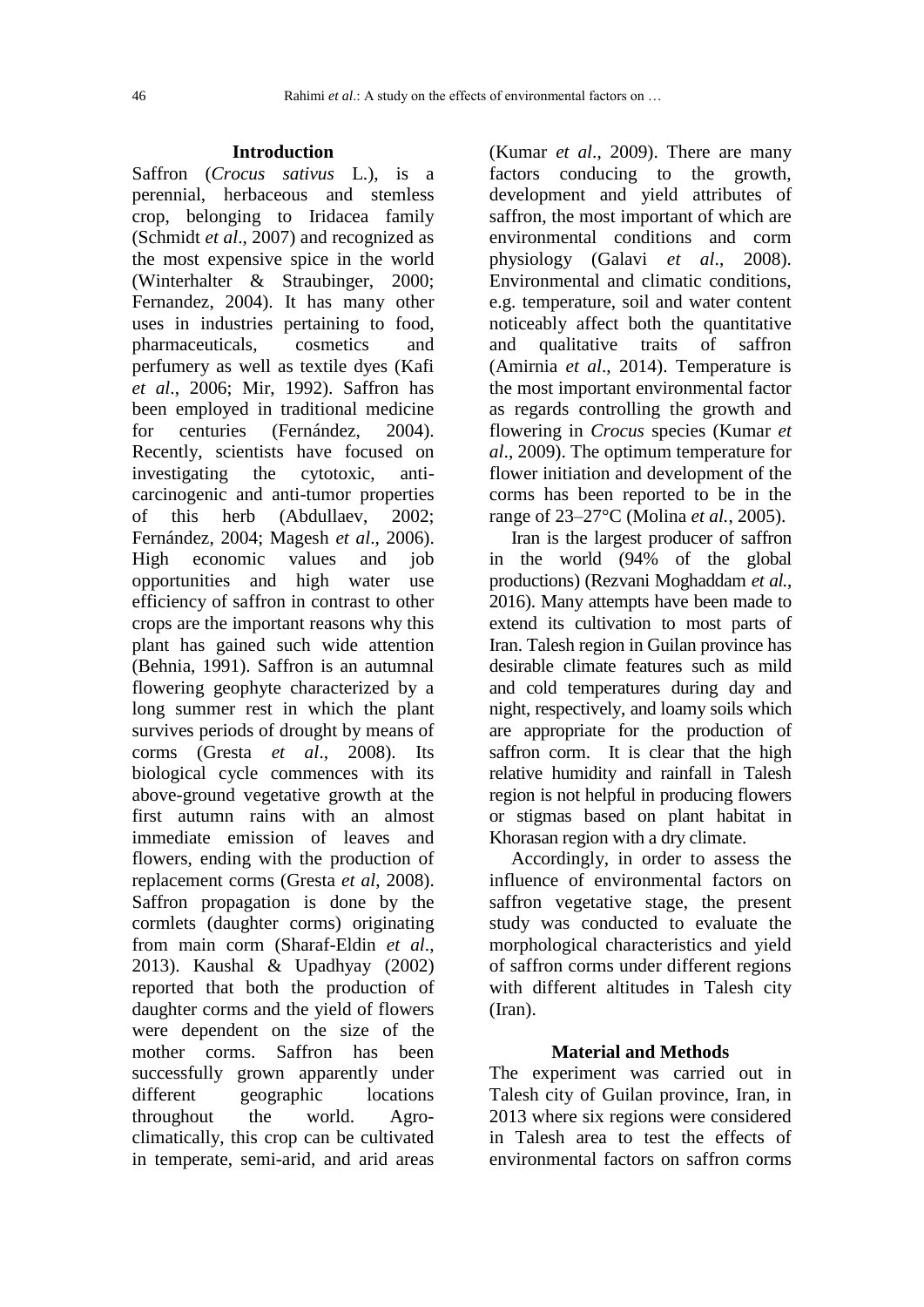## Introduction

Saffron (*Crocus sativus* L.), is a perennial, herbaceous and stemless crop, belonging to Iridacea family (Schmidt *et al*., 2007) and recognized as the most expensive spice in the world (Winterhalter & Straubinger, 2000; Fernandez, 2004). It has many other uses in industries pertaining to food, pharmaceuticals, cosmetics and perfumery as well as textile dyes (Kafi *et al*., 2006; Mir, 1992). Saffron has been employed in traditional medicine for centuries (Fernández, 2004). Recently, scientists have focused on investigating the cytotoxic, anti-carcinogenic and anti-tumor properties of this herb (Abdullaev, 2002; Fernández, 2004; Magesh *et al*., 2006). High economic values and job opportunities and high water use efficiency of saffron in contrast to other crops are the important reasons why this plant has gained such wide attention (Behnia, 1991). Saffron is an autumnal flowering geophyte characterized by a long summer rest in which the plant survives periods of drought by means of corms (Gresta *et al*., 2008). Its biological cycle commences with its above-ground vegetative growth at the first autumn rains with an almost immediate emission of leaves and flowers, ending with the production of replacement corms (Gresta *et al*, 2008). Saffron propagation is done by the cormlets (daughter corms) originating from main corm (Sharaf-Eldin *et al*., 2013). Kaushal & Upadhyay (2002) reported that both the production of daughter corms and the yield of flowers were dependent on the size of the mother corms. Saffron has been successfully grown apparently under different geographic locations throughout the world. Agro-climatically, this crop can be cultivated in temperate, semi-arid, and arid areas (Kumar *et al*., 2009). There are many factors conducing to the growth, development and yield attributes of saffron, the most important of which are environmental conditions and corm physiology (Galavi *et al*., 2008). Environmental and climatic conditions, e.g. temperature, soil and water content noticeably affect both the quantitative and qualitative traits of saffron (Amirnia *et al*., 2014). Temperature is the most important environmental factor as regards controlling the growth and flowering in *Crocus* species (Kumar *et al*., 2009). The optimum temperature for flower initiation and development of the corms has been reported to be in the range of 23–27°C (Molina *et al.*, 2005).

Iran is the largest producer of saffron in the world (94% of the global productions) (Rezvani Moghaddam *et al.*, 2016). Many attempts have been made to extend its cultivation to most parts of Iran. Talesh region in Guilan province has desirable climate features such as mild and cold temperatures during day and night, respectively, and loamy soils which are appropriate for the production of saffron corm. It is clear that the high relative humidity and rainfall in Talesh region is not helpful in producing flowers or stigmas based on plant habitat in Khorasan region with a dry climate.

Accordingly, in order to assess the influence of environmental factors on saffron vegetative stage, the present study was conducted to evaluate the morphological characteristics and yield of saffron corms under different regions with different altitudes in Talesh city (Iran).

## Material and Methods

The experiment was carried out in Talesh city of Guilan province, Iran, in 2013 where six regions were considered in Talesh area to test the effects of environmental factors on saffron corms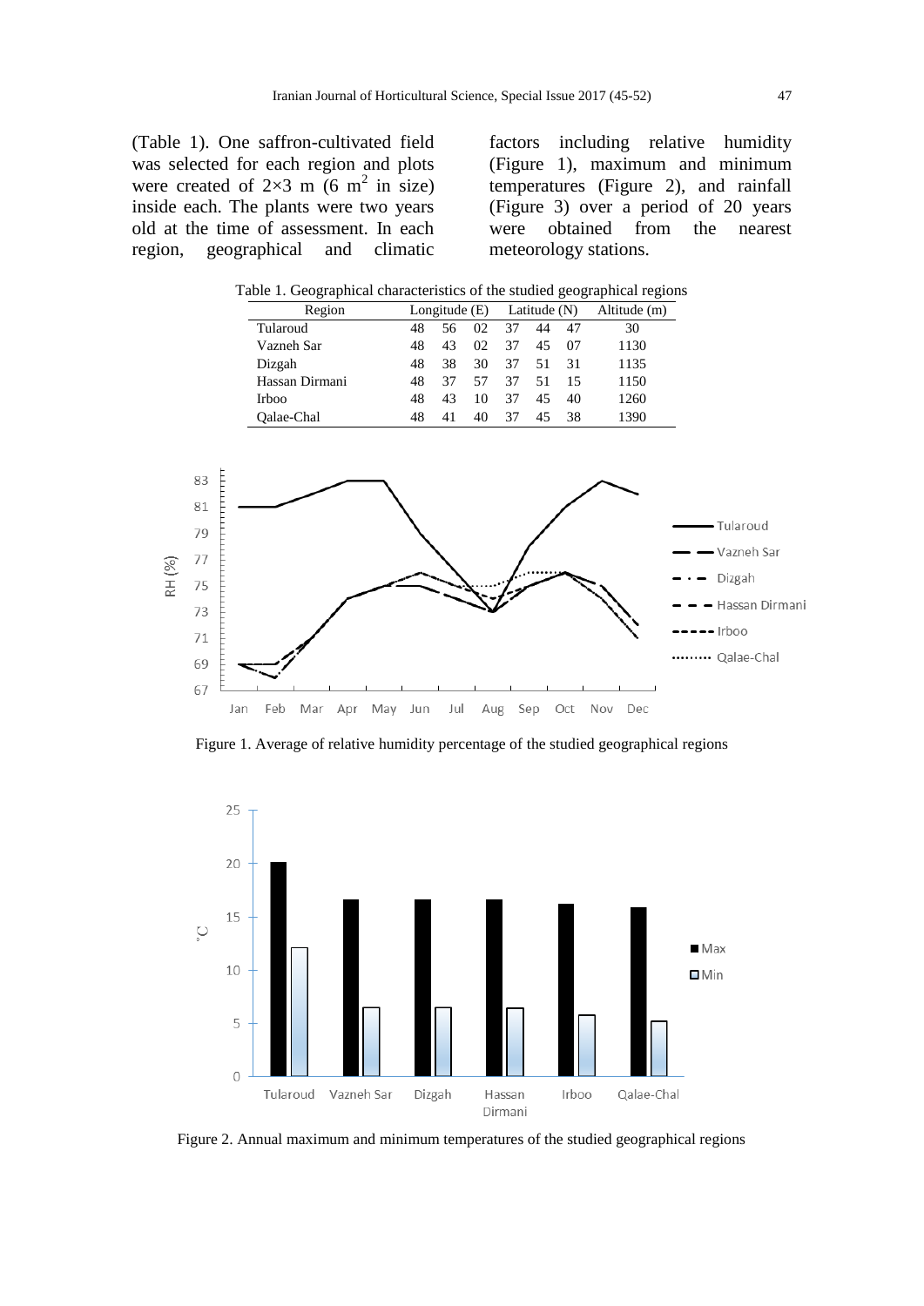(Table 1). One saffron-cultivated field was selected for each region and plots were created of 2×3 m (6 $m^2$ in size) inside each. The plants were two years old at the time of assessment. In each region, geographical and climatic factors including relative humidity (Figure 1), maximum and minimum temperatures (Figure 2), and rainfall (Figure 3) over a period of 20 years were obtained from the nearest meteorology stations.

Table 1. Geographical characteristics of the studied geographical regions

| Region | Longitude (E) | | | Latitude (N) | | | Altitude (m) |
|---|---|---|---|---|---|---|---|
| Tularoud | 48 | 56 | 02 | 37 | 44 | 47 | 30 |
| Vazneh Sar | 48 | 43 | 02 | 37 | 45 | 07 | 1130 |
| Dizgah | 48 | 38 | 30 | 37 | 51 | 31 | 1135 |
| Hassan Dirmani | 48 | 37 | 57 | 37 | 51 | 15 | 1150 |
| Irboo | 48 | 43 | 10 | 37 | 45 | 40 | 1260 |
| Qalae-Chal | 48 | 41 | 40 | 37 | 45 | 38 | 1390 |

Figure 1. Average of relative humidity percentage of the studied geographical regions

Figure 2. Annual maximum and minimum temperatures of the studied geographical regions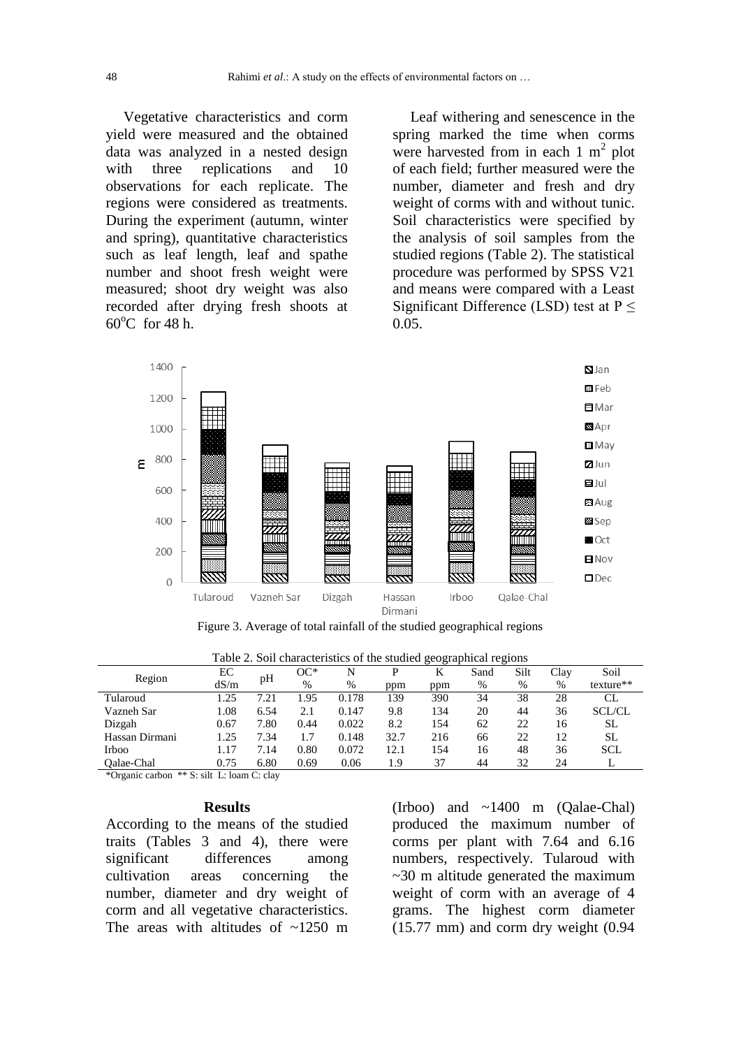Vegetative characteristics and corm yield were measured and the obtained data was analyzed in a nested design with three replications and 10 observations for each replicate. The regions were considered as treatments. During the experiment (autumn, winter and spring), quantitative characteristics such as leaf length, leaf and spathe number and shoot fresh weight were measured; shoot dry weight was also recorded after drying fresh shoots at $60^{o}$C for 48 h.

Leaf withering and senescence in the spring marked the time when corms were harvested from in each 1 $m^2$ plot of each field; further measured were the number, diameter and fresh and dry weight of corms with and without tunic. Soil characteristics were specified by the analysis of soil samples from the studied regions (Table 2). The statistical procedure was performed by SPSS V21 and means were compared with a Least Significant Difference (LSD) test at $P \leq 0.05$.

Figure 3. Average of total rainfall of the studied geographical regions

Table 2. Soil characteristics of the studied geographical regions

| Region | EC dS/m | pH | OC* % | N % | P ppm | K ppm | Sand % | Silt % | Clay % | Soil texture** |
|---|---|---|---|---|---|---|---|---|---|---|
| Tularoud | 1.25 | 7.21 | 1.95 | 0.178 | 139 | 390 | 34 | 38 | 28 | CL |
| Vazneh Sar | 1.08 | 6.54 | 2.1 | 0.147 | 9.8 | 134 | 20 | 44 | 36 | SCL/CL |
| Dizgah | 0.67 | 7.80 | 0.44 | 0.022 | 8.2 | 154 | 62 | 22 | 16 | SL |
| Hassan Dirmani | 1.25 | 7.34 | 1.7 | 0.148 | 32.7 | 216 | 66 | 22 | 12 | SL |
| Irboo | 1.17 | 7.14 | 0.80 | 0.072 | 12.1 | 154 | 16 | 48 | 36 | SCL |
| Qalae-Chal | 0.75 | 6.80 | 0.69 | 0.06 | 1.9 | 37 | 44 | 32 | 24 | L |

*Organic carbon ** S: silt L: loam C: clay

## Results

According to the means of the studied traits (Tables 3 and 4), there were significant differences among cultivation areas concerning the number, diameter and dry weight of corm and all vegetative characteristics. The areas with altitudes of ~1250 m (Irboo) and ~1400 m (Qalae-Chal) produced the maximum number of corms per plant with 7.64 and 6.16 numbers, respectively. Tularoud with ~30 m altitude generated the maximum weight of corm with an average of 4 grams. The highest corm diameter (15.77 mm) and corm dry weight (0.94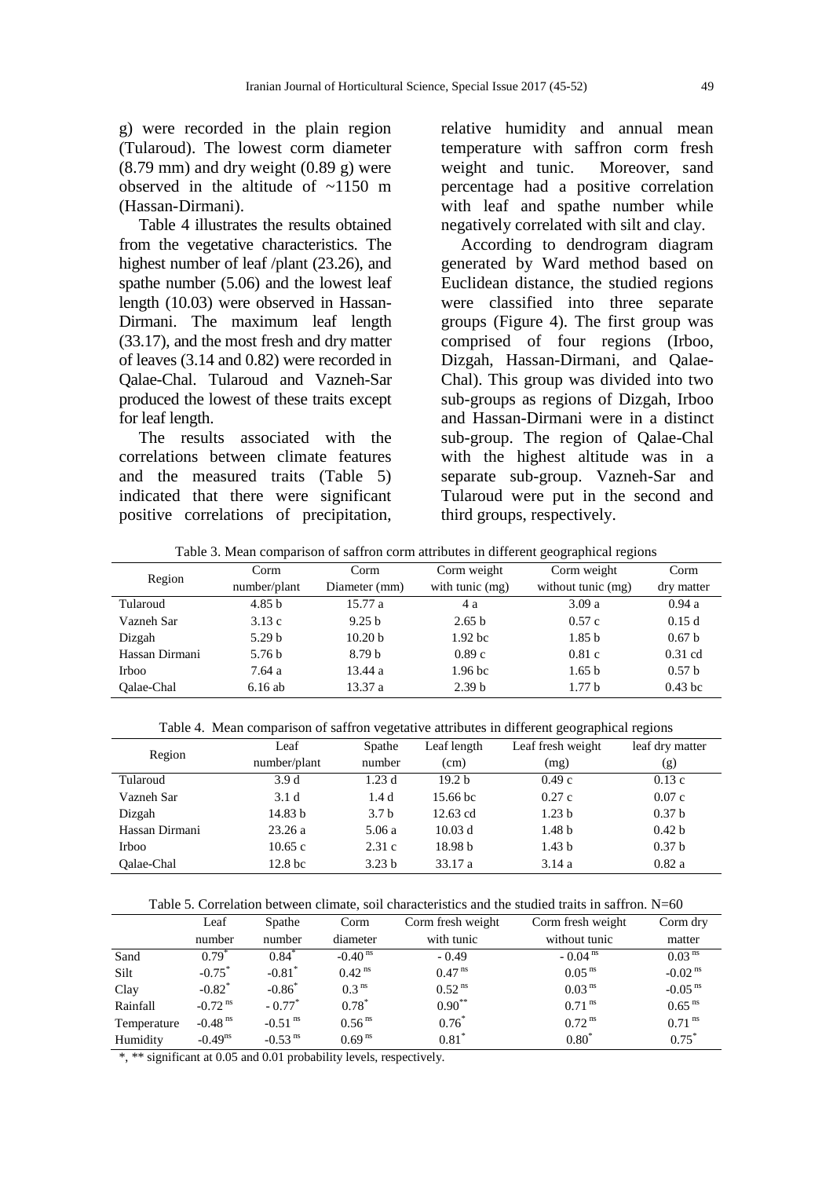g) were recorded in the plain region (Tularoud). The lowest corm diameter (8.79 mm) and dry weight (0.89 g) were observed in the altitude of ~1150 m (Hassan-Dirmani).

Table 4 illustrates the results obtained from the vegetative characteristics. The highest number of leaf /plant (23.26), and spathe number (5.06) and the lowest leaf length (10.03) were observed in Hassan-Dirmani. The maximum leaf length (33.17), and the most fresh and dry matter of leaves (3.14 and 0.82) were recorded in Qalae-Chal. Tularoud and Vazneh-Sar produced the lowest of these traits except for leaf length.

The results associated with the correlations between climate features and the measured traits (Table 5) indicated that there were significant positive correlations of precipitation, relative humidity and annual mean temperature with saffron corm fresh weight and tunic. Moreover, sand percentage had a positive correlation with leaf and spathe number while negatively correlated with silt and clay.

According to dendrogram diagram generated by Ward method based on Euclidean distance, the studied regions were classified into three separate groups (Figure 4). The first group was comprised of four regions (Irboo, Dizgah, Hassan-Dirmani, and Qalae-Chal). This group was divided into two sub-groups as regions of Dizgah, Irboo and Hassan-Dirmani were in a distinct sub-group. The region of Qalae-Chal with the highest altitude was in a separate sub-group. Vazneh-Sar and Tularoud were put in the second and third groups, respectively.

Table 3. Mean comparison of saffron corm attributes in different geographical regions

| Region | Corm number/plant | Corm Diameter (mm) | Corm weight with tunic (mg) | Corm weight without tunic (mg) | Corm dry matter |
|---|---|---|---|---|---|
| Tularoud | 4.85 b | 15.77 a | 4 a | 3.09 a | 0.94 a |
| Vazneh Sar | 3.13 c | 9.25 b | 2.65 b | 0.57 c | 0.15 d |
| Dizgah | 5.29 b | 10.20 b | 1.92 bc | 1.85 b | 0.67 b |
| Hassan Dirmani | 5.76 b | 8.79 b | 0.89 c | 0.81 c | 0.31 cd |
| Irboo | 7.64 a | 13.44 a | 1.96 bc | 1.65 b | 0.57 b |
| Qalae-Chal | 6.16 ab | 13.37 a | 2.39 b | 1.77 b | 0.43 bc |

Table 4. Mean comparison of saffron vegetative attributes in different geographical regions

| Region | Leaf number/plant | Spathe number | Leaf length (cm) | Leaf fresh weight (mg) | leaf dry matter (g) |
|---|---|---|---|---|---|
| Tularoud | 3.9 d | 1.23 d | 19.2 b | 0.49 c | 0.13 c |
| Vazneh Sar | 3.1 d | 1.4 d | 15.66 bc | 0.27 c | 0.07 c |
| Dizgah | 14.83 b | 3.7 b | 12.63 cd | 1.23 b | 0.37 b |
| Hassan Dirmani | 23.26 a | 5.06 a | 10.03 d | 1.48 b | 0.42 b |
| Irboo | 10.65 c | 2.31 c | 18.98 b | 1.43 b | 0.37 b |
| Qalae-Chal | 12.8 bc | 3.23 b | 33.17 a | 3.14 a | 0.82 a |

Table 5. Correlation between climate, soil characteristics and the studied traits in saffron. N=60

| | Leaf number | Spathe number | Corm diameter | Corm fresh weight with tunic | Corm fresh weight without tunic | Corm dry matter |
|---|---|---|---|---|---|---|
| Sand | 0.79* | 0.84* | -0.40 ns | - 0.49 | - 0.04 ns | 0.03 ns |
| Silt | -0.75* | -0.81* | 0.42 ns | 0.47 ns | 0.05 ns | -0.02 ns |
| Clay | -0.82* | -0.86* | 0.3 ns | 0.52 ns | 0.03 ns | -0.05 ns |
| Rainfall | -0.72 ns | - 0.77* | 0.78* | 0.90** | 0.71 ns | 0.65 ns |
| Temperature | -0.48 ns | -0.51 ns | 0.56 ns | 0.76* | 0.72 ns | 0.71 ns |
| Humidity | -0.49ns | -0.53 ns | 0.69 ns | 0.81* | 0.80* | 0.75* |

*, ** significant at 0.05 and 0.01 probability levels, respectively.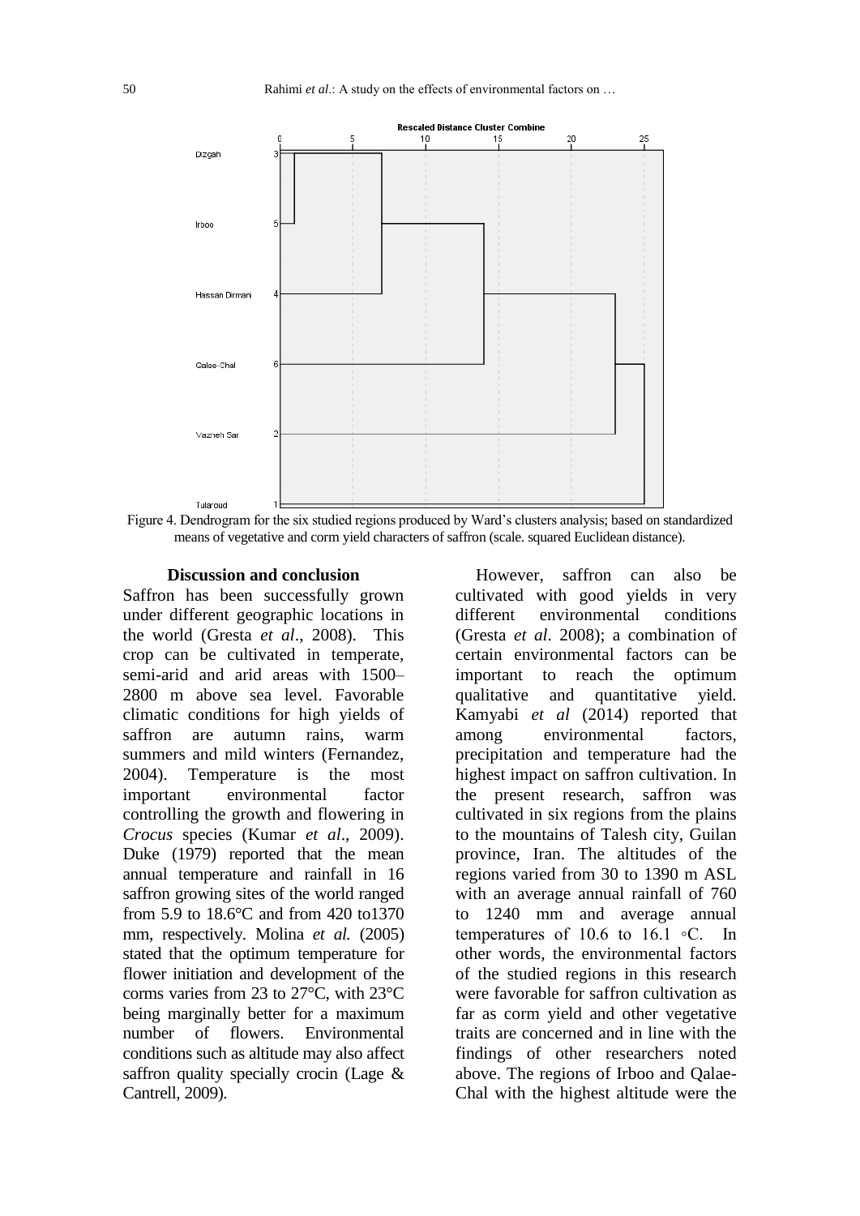Figure 4. Dendrogram for the six studied regions produced by Ward's clusters analysis; based on standardized means of vegetative and corm yield characters of saffron (scale. squared Euclidean distance).

## Discussion and conclusion

Saffron has been successfully grown under different geographic locations in the world (Gresta *et al*., 2008). This crop can be cultivated in temperate, semi-arid and arid areas with 1500–2800 m above sea level. Favorable climatic conditions for high yields of saffron are autumn rains, warm summers and mild winters (Fernandez, 2004). Temperature is the most important environmental factor controlling the growth and flowering in *Crocus* species (Kumar *et al*., 2009). Duke (1979) reported that the mean annual temperature and rainfall in 16 saffron growing sites of the world ranged from 5.9 to 18.6°C and from 420 to1370 mm, respectively. Molina *et al.* (2005) stated that the optimum temperature for flower initiation and development of the corms varies from 23 to 27°C, with 23°C being marginally better for a maximum number of flowers. Environmental conditions such as altitude may also affect saffron quality specially crocin (Lage & Cantrell, 2009).

However, saffron can also be cultivated with good yields in very different environmental conditions (Gresta *et al*. 2008); a combination of certain environmental factors can be important to reach the optimum qualitative and quantitative yield. Kamyabi *et al* (2014) reported that among environmental factors, precipitation and temperature had the highest impact on saffron cultivation. In the present research, saffron was cultivated in six regions from the plains to the mountains of Talesh city, Guilan province, Iran. The altitudes of the regions varied from 30 to 1390 m ASL with an average annual rainfall of 760 to 1240 mm and average annual temperatures of 10.6 to 16.1 ◦C. In other words, the environmental factors of the studied regions in this research were favorable for saffron cultivation as far as corm yield and other vegetative traits are concerned and in line with the findings of other researchers noted above. The regions of Irboo and Qalae-Chal with the highest altitude were the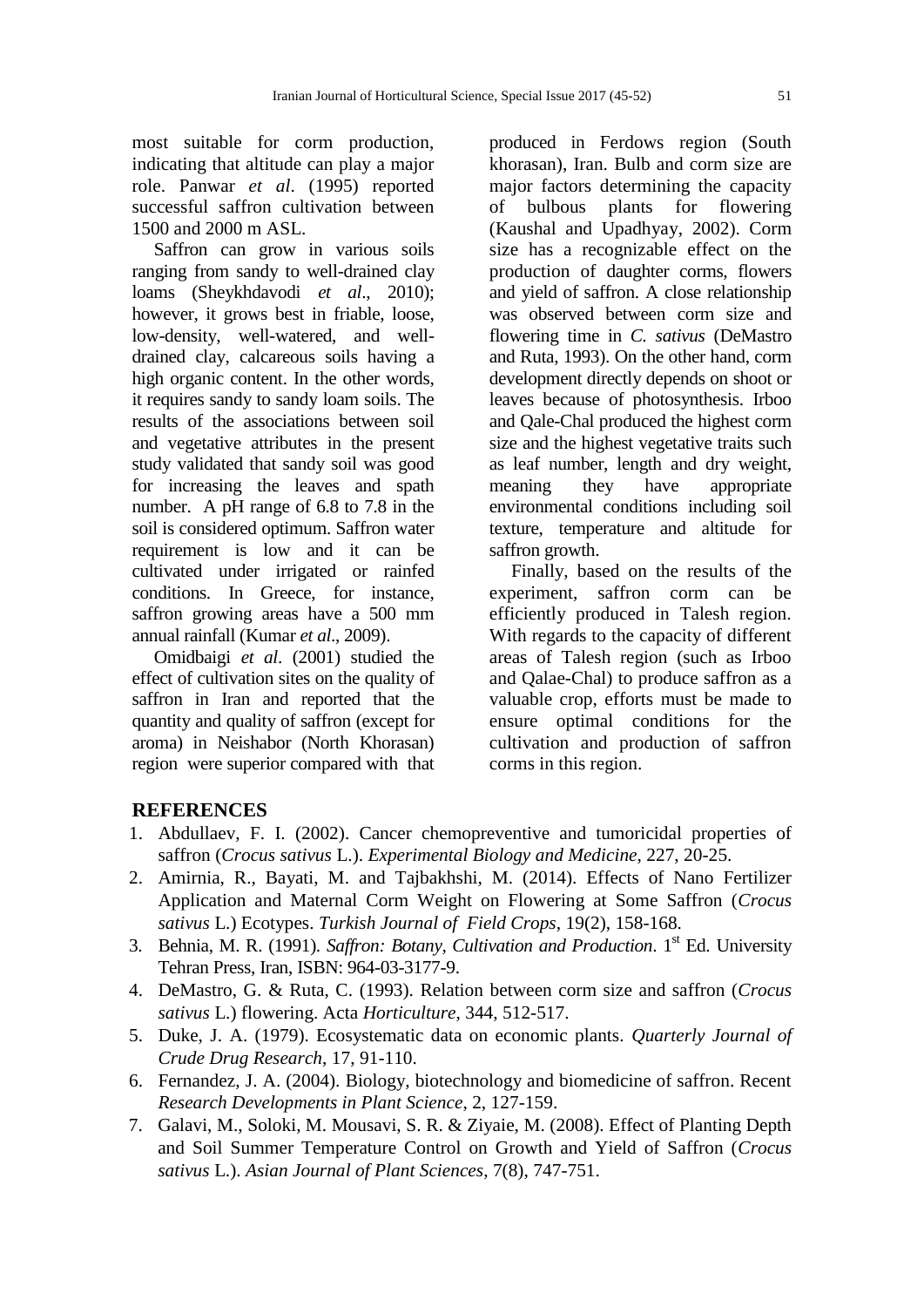most suitable for corm production, indicating that altitude can play a major role. Panwar *et al*. (1995) reported successful saffron cultivation between 1500 and 2000 m ASL.

Saffron can grow in various soils ranging from sandy to well-drained clay loams (Sheykhdavodi *et al*., 2010); however, it grows best in friable, loose, low-density, well-watered, and well-drained clay, calcareous soils having a high organic content. In the other words, it requires sandy to sandy loam soils. The results of the associations between soil and vegetative attributes in the present study validated that sandy soil was good for increasing the leaves and spath number. A pH range of 6.8 to 7.8 in the soil is considered optimum. Saffron water requirement is low and it can be cultivated under irrigated or rainfed conditions. In Greece, for instance, saffron growing areas have a 500 mm annual rainfall (Kumar *et al*., 2009).

Omidbaigi *et al*. (2001) studied the effect of cultivation sites on the quality of saffron in Iran and reported that the quantity and quality of saffron (except for aroma) in Neishabor (North Khorasan) region were superior compared with that produced in Ferdows region (South khorasan), Iran. Bulb and corm size are major factors determining the capacity of bulbous plants for flowering (Kaushal and Upadhyay, 2002). Corm size has a recognizable effect on the production of daughter corms, flowers and yield of saffron. A close relationship was observed between corm size and flowering time in *C. sativus* (DeMastro and Ruta, 1993). On the other hand, corm development directly depends on shoot or leaves because of photosynthesis. Irboo and Qale-Chal produced the highest corm size and the highest vegetative traits such as leaf number, length and dry weight, meaning they have appropriate environmental conditions including soil texture, temperature and altitude for saffron growth.

Finally, based on the results of the experiment, saffron corm can be efficiently produced in Talesh region. With regards to the capacity of different areas of Talesh region (such as Irboo and Qalae-Chal) to produce saffron as a valuable crop, efforts must be made to ensure optimal conditions for the cultivation and production of saffron corms in this region.

## REFERENCES

1. Abdullaev, F. I. (2002). Cancer chemopreventive and tumoricidal properties of saffron (*Crocus sativus* L.). *Experimental Biology and Medicine*, 227, 20-25.
2. Amirnia, R., Bayati, M. and Tajbakhshi, M. (2014). Effects of Nano Fertilizer Application and Maternal Corm Weight on Flowering at Some Saffron (*Crocus sativus* L.) Ecotypes. *Turkish Journal of Field Crops*, 19(2), 158-168.
3. Behnia, M. R. (1991). *Saffron: Botany, Cultivation and Production*. 1st Ed. University Tehran Press, Iran, ISBN: 964-03-3177-9.
4. DeMastro, G. & Ruta, C. (1993). Relation between corm size and saffron (*Crocus sativus* L.) flowering. Acta *Horticulture*, 344, 512-517.
5. Duke, J. A. (1979). Ecosystematic data on economic plants. *Quarterly Journal of Crude Drug Research*, 17, 91-110.
6. Fernandez, J. A. (2004). Biology, biotechnology and biomedicine of saffron. Recent *Research Developments in Plant Science*, 2, 127-159.
7. Galavi, M., Soloki, M. Mousavi, S. R. & Ziyaie, M. (2008). Effect of Planting Depth and Soil Summer Temperature Control on Growth and Yield of Saffron (*Crocus sativus* L.). *Asian Journal of Plant Sciences*, 7(8), 747-751.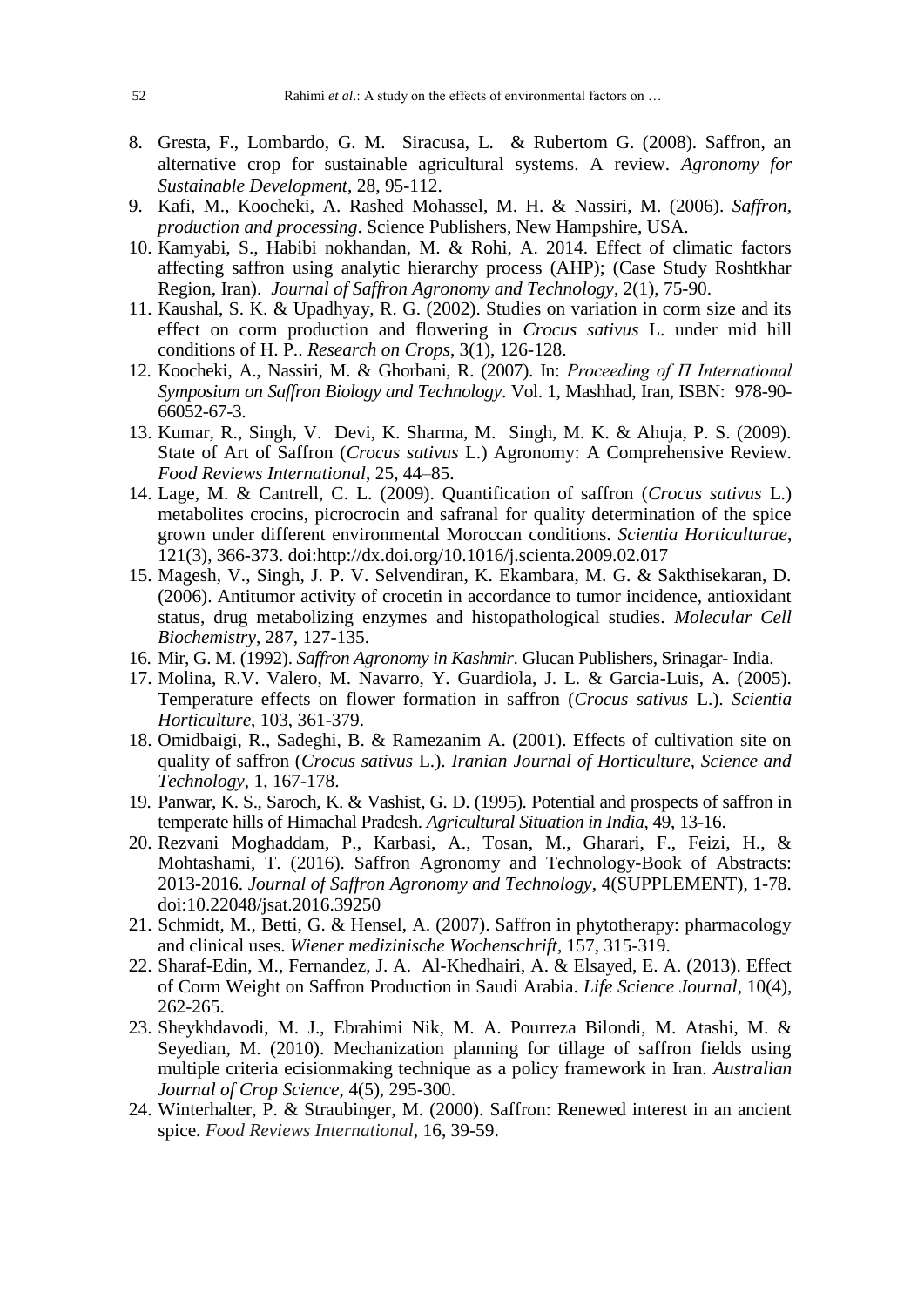8. Gresta, F., Lombardo, G. M. Siracusa, L. & Rubertom G. (2008). Saffron, an alternative crop for sustainable agricultural systems. A review. *Agronomy for Sustainable Development*, 28, 95-112.
9. Kafi, M., Koocheki, A. Rashed Mohassel, M. H. & Nassiri, M. (2006). *Saffron, production and processing*. Science Publishers, New Hampshire, USA.
10. Kamyabi, S., Habibi nokhandan, M. & Rohi, A. 2014. Effect of climatic factors affecting saffron using analytic hierarchy process (AHP); (Case Study Roshtkhar Region, Iran). *Journal of Saffron Agronomy and Technology*, 2(1), 75-90.
11. Kaushal, S. K. & Upadhyay, R. G. (2002). Studies on variation in corm size and its effect on corm production and flowering in *Crocus sativus* L. under mid hill conditions of H. P.. *Research on Crops*, 3(1), 126-128.
12. Koocheki, A., Nassiri, M. & Ghorbani, R. (2007). In: *Proceeding of Π International Symposium on Saffron Biology and Technology*. Vol. 1, Mashhad, Iran, ISBN: 978-90-66052-67-3.
13. Kumar, R., Singh, V. Devi, K. Sharma, M. Singh, M. K. & Ahuja, P. S. (2009). State of Art of Saffron (*Crocus sativus* L.) Agronomy: A Comprehensive Review. *Food Reviews International*, 25, 44–85.
14. Lage, M. & Cantrell, C. L. (2009). Quantification of saffron (*Crocus sativus* L.) metabolites crocins, picrocrocin and safranal for quality determination of the spice grown under different environmental Moroccan conditions. *Scientia Horticulturae*, 121(3), 366-373. doi:http://dx.doi.org/10.1016/j.scienta.2009.02.017
15. Magesh, V., Singh, J. P. V. Selvendiran, K. Ekambara, M. G. & Sakthisekaran, D. (2006). Antitumor activity of crocetin in accordance to tumor incidence, antioxidant status, drug metabolizing enzymes and histopathological studies. *Molecular Cell Biochemistry*, 287, 127-135.
16. Mir, G. M. (1992). *Saffron Agronomy in Kashmir*. Glucan Publishers, Srinagar- India.
17. Molina, R.V. Valero, M. Navarro, Y. Guardiola, J. L. & Garcia-Luis, A. (2005). Temperature effects on flower formation in saffron (*Crocus sativus* L.). *Scientia Horticulture*, 103, 361-379.
18. Omidbaigi, R., Sadeghi, B. & Ramezanim A. (2001). Effects of cultivation site on quality of saffron (*Crocus sativus* L.). *Iranian Journal of Horticulture, Science and Technology*, 1, 167-178.
19. Panwar, K. S., Saroch, K. & Vashist, G. D. (1995). Potential and prospects of saffron in temperate hills of Himachal Pradesh. *Agricultural Situation in India*, 49, 13-16.
20. Rezvani Moghaddam, P., Karbasi, A., Tosan, M., Gharari, F., Feizi, H., & Mohtashami, T. (2016). Saffron Agronomy and Technology-Book of Abstracts: 2013-2016. *Journal of Saffron Agronomy and Technology*, 4(SUPPLEMENT), 1-78. doi:10.22048/jsat.2016.39250
21. Schmidt, M., Betti, G. & Hensel, A. (2007). Saffron in phytotherapy: pharmacology and clinical uses. *Wiener medizinische Wochenschrift*, 157, 315-319.
22. Sharaf-Edin, M., Fernandez, J. A. Al-Khedhairi, A. & Elsayed, E. A. (2013). Effect of Corm Weight on Saffron Production in Saudi Arabia. *Life Science Journal*, 10(4), 262-265.
23. Sheykhdavodi, M. J., Ebrahimi Nik, M. A. Pourreza Bilondi, M. Atashi, M. & Seyedian, M. (2010). Mechanization planning for tillage of saffron fields using multiple criteria ecisionmaking technique as a policy framework in Iran. *Australian Journal of Crop Science*, 4(5), 295-300.
24. Winterhalter, P. & Straubinger, M. (2000). Saffron: Renewed interest in an ancient spice. *Food Reviews International*, 16, 39-59.